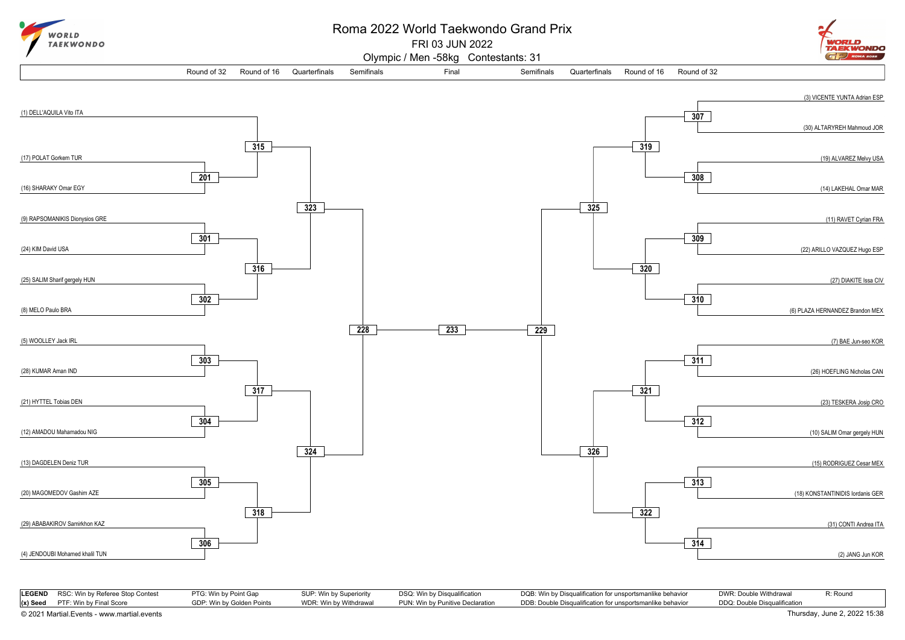# Roma 2022 World Taekwondo Grand Prix

FRI 03 JUN 2022

Olympic / Men -58kg Contestants: 31

## Left side of bracket

| Round of 32 | Round of 16 | Quarterfinals | Semifinals |
|---|---|---|---|
| (1) DELL'AQUILA Vito ITA | 315 | 323 | 228 |
| (17) POLAT Gorkem TUR vs (16) SHARAKY Omar EGY — 201 | | | |
| (9) RAPSOMANIKIS Dionysios GRE vs (24) KIM David USA — 301 | 316 | | |
| (25) SALIM Sharif gergely HUN vs (8) MELO Paulo BRA — 302 | | | |
| (5) WOOLLEY Jack IRL vs (28) KUMAR Aman IND — 303 | 317 | 324 | |
| (21) HYTTEL Tobias DEN vs (12) AMADOU Mahamadou NIG — 304 | | | |
| (13) DAGDELEN Deniz TUR vs (20) MAGOMEDOV Gashim AZE — 305 | 318 | | |
| (29) ABABAKIROV Samirkhon KAZ vs (4) JENDOUBI Mohamed khalil TUN — 306 | | | |

## Final

233

## Right side of bracket

| Round of 32 | Round of 16 | Quarterfinals | Semifinals |
|---|---|---|---|
| (3) VICENTE YUNTA Adrian ESP vs (30) ALTARYREH Mahmoud JOR — 307 | 319 | 325 | 229 |
| (19) ALVAREZ Melvy USA vs (14) LAKEHAL Omar MAR — 308 | | | |
| (11) RAVET Cyrian FRA vs (22) ARILLO VAZQUEZ Hugo ESP — 309 | 320 | | |
| (27) DIAKITE Issa CIV vs (6) PLAZA HERNANDEZ Brandon MEX — 310 | | | |
| (7) BAE Jun-seo KOR vs (26) HOEFLING Nicholas CAN — 311 | 321 | 326 | |
| (23) TESKERA Josip CRO vs (10) SALIM Omar gergely HUN — 312 | | | |
| (15) RODRIGUEZ Cesar MEX vs (18) KONSTANTINIDIS Iordanis GER — 313 | 322 | | |
| (31) CONTI Andrea ITA vs (2) JANG Jun KOR — 314 | | | |

**LEGEND**
**(x) Seed**

RSC: Win by Referee Stop Contest
PTF: Win by Final Score
PTG: Win by Point Gap
GDP: Win by Golden Points
SUP: Win by Superiority
WDR: Win by Withdrawal
DSQ: Win by Disqualification
PUN: Win by Punitive Declaration
DQB: Win by Disqualification for unsportsmanlike behavior
DDB: Double Disqualification for unsportsmanlike behavior
DWR: Double Withdrawal
DDQ: Double Disqualification
R: Round

© 2021 Martial.Events - www.martial.events

Thursday, June 2, 2022 15:38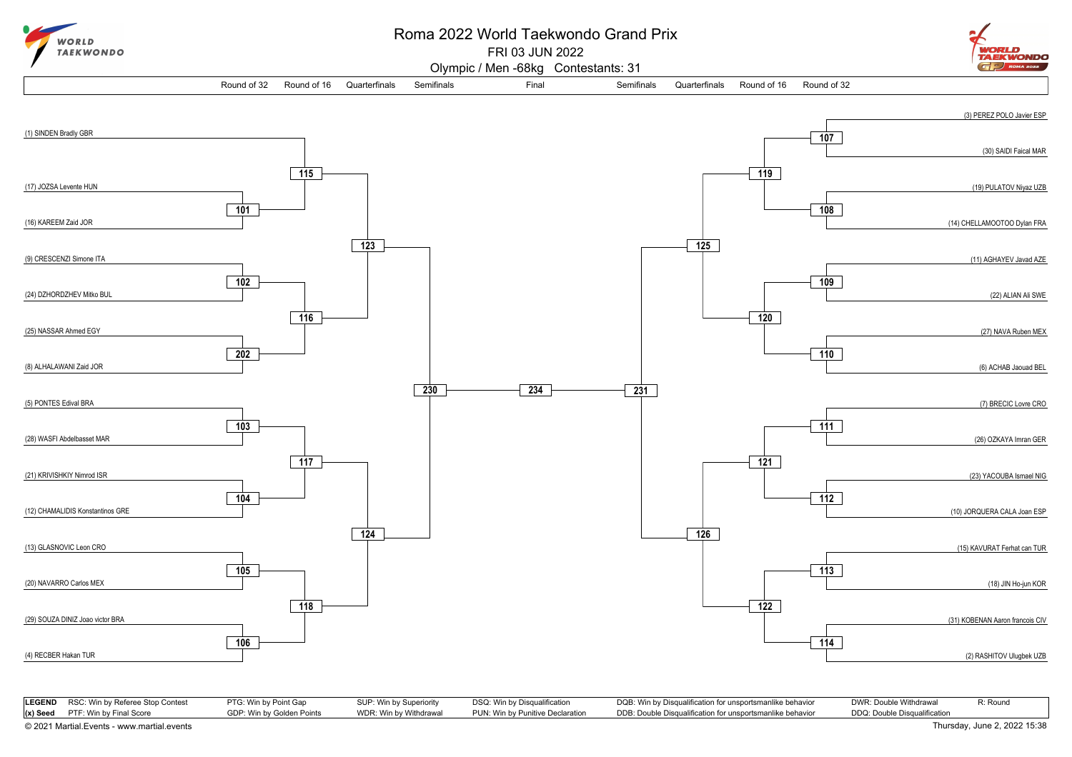# Roma 2022 World Taekwondo Grand Prix

FRI 03 JUN 2022

Olympic / Men -68kg Contestants: 31

| Round of 32 | Round of 16 | Quarterfinals | Semifinals | Final | Semifinals | Quarterfinals | Round of 16 | Round of 32 |
|---|---|---|---|---|---|---|---|---|

**Left side of bracket (Round of 32):**

- (1) SINDEN Bradly GBR
- (17) JOZSA Levente HUN — 101 — (16) KAREEM Zaid JOR
- (9) CRESCENZI Simone ITA — 102 — (24) DZHORDZHEV Mitko BUL
- (25) NASSAR Ahmed EGY — 202 — (8) ALHALAWANI Zaid JOR
- (5) PONTES Edival BRA — 103 — (28) WASFI Abdelbasset MAR
- (21) KRIVISHKIY Nimrod ISR — 104 — (12) CHAMALIDIS Konstantinos GRE
- (13) GLASNOVIC Leon CRO — 105 — (20) NAVARRO Carlos MEX
- (29) SOUZA DINIZ Joao victor BRA — 106 — (4) RECBER Hakan TUR

**Left side Round of 16:** 115, 116, 117, 118

**Left side Quarterfinals:** 123, 124

**Left side Semifinal:** 230

**Final:** 234

**Right side Semifinal:** 231

**Right side Quarterfinals:** 125, 126

**Right side Round of 16:** 119, 120, 121, 122

**Right side of bracket (Round of 32):**

- (3) PEREZ POLO Javier ESP — 107 — (30) SAIDI Faical MAR
- (19) PULATOV Niyaz UZB — 108 — (14) CHELLAMOOTOO Dylan FRA
- (11) AGHAYEV Javad AZE — 109 — (22) ALIAN Ali SWE
- (27) NAVA Ruben MEX — 110 — (6) ACHAB Jaouad BEL
- (7) BRECIC Lovre CRO — 111 — (26) OZKAYA Imran GER
- (23) YACOUBA Ismael NIG — 112 — (10) JORQUERA CALA Joan ESP
- (15) KAVURAT Ferhat can TUR — 113 — (18) JIN Ho-jun KOR
- (31) KOBENAN Aaron francois CIV — 114 — (2) RASHITOV Ulugbek UZB

| LEGEND | | | | | | |
|---|---|---|---|---|---|---|
| RSC: Win by Referee Stop Contest | PTG: Win by Point Gap | SUP: Win by Superiority | DSQ: Win by Disqualification | DQB: Win by Disqualification for unsportsmanlike behavior | DWR: Double Withdrawal | R: Round |
| (x) Seed — PTF: Win by Final Score | GDP: Win by Golden Points | WDR: Win by Withdrawal | PUN: Win by Punitive Declaration | DDB: Double Disqualification for unsportsmanlike behavior | DDQ: Double Disqualification | |

© 2021 Martial.Events - www.martial.events

Thursday, June 2, 2022 15:38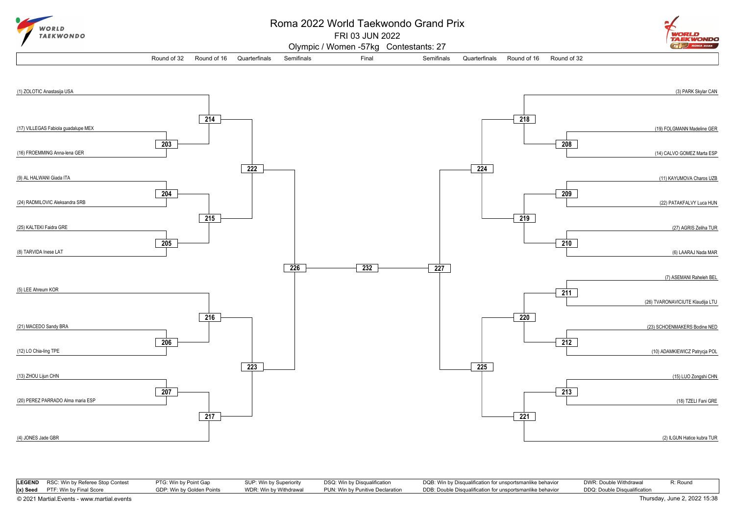# Roma 2022 World Taekwondo Grand Prix

FRI 03 JUN 2022

Olympic / Women -57kg Contestants: 27

Round of 32 | Round of 16 | Quarterfinals | Semifinals | Final | Semifinals | Quarterfinals | Round of 16 | Round of 32

(1) ZOLOTIC Anastasija USA

214

(17) VILLEGAS Fabiola guadalupe MEX

203

(16) FROEMMING Anna-lena GER

222

(9) AL HALWANI Giada ITA

204

(24) RADMILOVIC Aleksandra SRB

215

(25) KALTEKI Faidra GRE

205

(8) TARVIDA Inese LAT

226

232

227

(5) LEE Ahreum KOR

216

(21) MACEDO Sandy BRA

206

(12) LO Chia-ling TPE

223

(13) ZHOU Lijun CHN

207

(20) PEREZ PARRADO Alma maria ESP

217

(4) JONES Jade GBR

(3) PARK Skylar CAN

218

(19) FOLGMANN Madeline GER

208

(14) CALVO GOMEZ Marta ESP

224

(11) KAYUMOVA Charos UZB

209

(22) PATAKFALVY Luca HUN

219

(27) AGRIS Zeliha TUR

210

(6) LAARAJ Nada MAR

(7) ASEMANI Raheleh BEL

211

(26) TVARONAVICIUTE Klaudija LTU

220

(23) SCHOENMAKERS Bodine NED

212

(10) ADAMKIEWICZ Patrycja POL

225

(15) LUO Zongshi CHN

213

(18) TZELI Fani GRE

221

(2) ILGUN Hatice kubra TUR

| | | | | | | |
|---|---|---|---|---|---|---|
| **LEGEND** RSC: Win by Referee Stop Contest | PTG: Win by Point Gap | SUP: Win by Superiority | DSQ: Win by Disqualification | DQB: Win by Disqualification for unsportsmanlike behavior | DWR: Double Withdrawal | R: Round |
| **(x) Seed** PTF: Win by Final Score | GDP: Win by Golden Points | WDR: Win by Withdrawal | PUN: Win by Punitive Declaration | DDB: Double Disqualification for unsportsmanlike behavior | DDQ: Double Disqualification | |

© 2021 Martial.Events - www.martial.events

Thursday, June 2, 2022 15:38